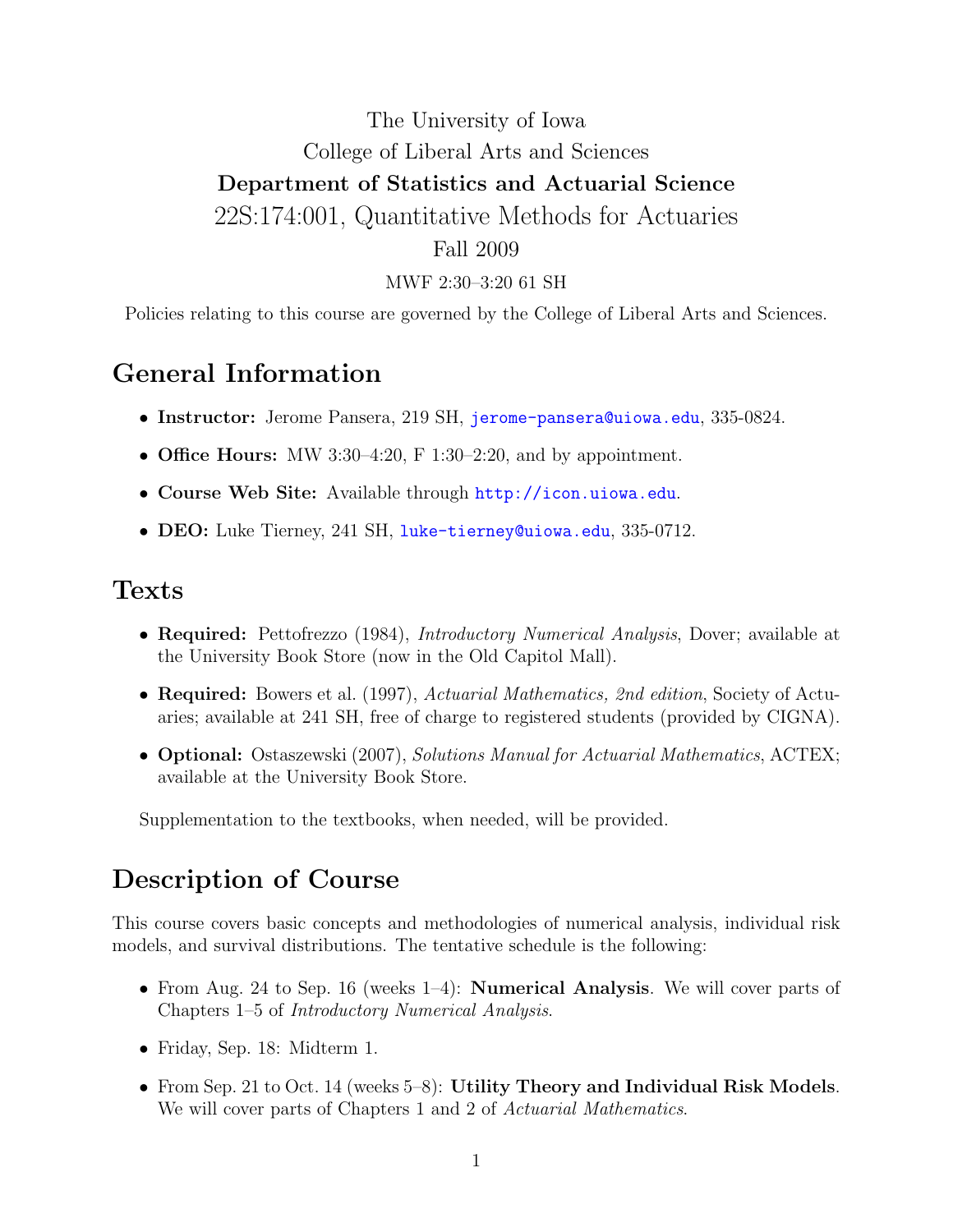The University of Iowa

College of Liberal Arts and Sciences

**Department of Statistics and Actuarial Science**

# 22S:174:001, Quantitative Methods for Actuaries

Fall 2009

MWF 2:30–3:20 61 SH

Policies relating to this course are governed by the College of Liberal Arts and Sciences.

## General Information

- **Instructor:** Jerome Pansera, 219 SH, jerome-pansera@uiowa.edu, 335-0824.
- **Office Hours:** MW 3:30–4:20, F 1:30–2:20, and by appointment.
- **Course Web Site:** Available through http://icon.uiowa.edu.
- **DEO:** Luke Tierney, 241 SH, luke-tierney@uiowa.edu, 335-0712.

## Texts

- **Required:** Pettofrezzo (1984), *Introductory Numerical Analysis*, Dover; available at the University Book Store (now in the Old Capitol Mall).
- **Required:** Bowers et al. (1997), *Actuarial Mathematics, 2nd edition*, Society of Actuaries; available at 241 SH, free of charge to registered students (provided by CIGNA).
- **Optional:** Ostaszewski (2007), *Solutions Manual for Actuarial Mathematics*, ACTEX; available at the University Book Store.

Supplementation to the textbooks, when needed, will be provided.

## Description of Course

This course covers basic concepts and methodologies of numerical analysis, individual risk models, and survival distributions. The tentative schedule is the following:

- From Aug. 24 to Sep. 16 (weeks 1–4): **Numerical Analysis**. We will cover parts of Chapters 1–5 of *Introductory Numerical Analysis*.
- Friday, Sep. 18: Midterm 1.
- From Sep. 21 to Oct. 14 (weeks 5–8): **Utility Theory and Individual Risk Models**. We will cover parts of Chapters 1 and 2 of *Actuarial Mathematics*.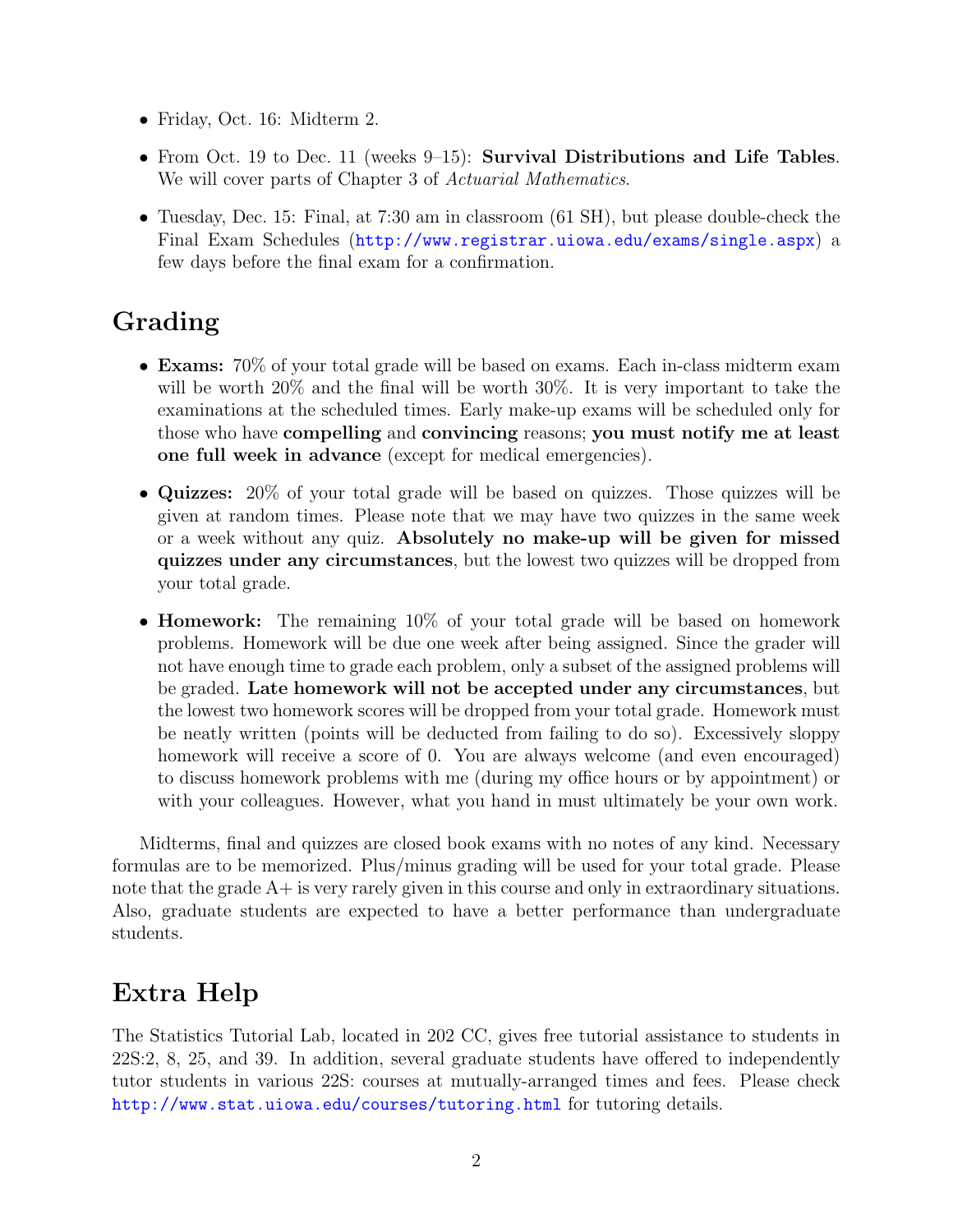- Friday, Oct. 16: Midterm 2.
- From Oct. 19 to Dec. 11 (weeks 9–15): **Survival Distributions and Life Tables**. We will cover parts of Chapter 3 of *Actuarial Mathematics*.
- Tuesday, Dec. 15: Final, at 7:30 am in classroom (61 SH), but please double-check the Final Exam Schedules (http://www.registrar.uiowa.edu/exams/single.aspx) a few days before the final exam for a confirmation.

## Grading

- **Exams:** 70% of your total grade will be based on exams. Each in-class midterm exam will be worth 20% and the final will be worth 30%. It is very important to take the examinations at the scheduled times. Early make-up exams will be scheduled only for those who have **compelling** and **convincing** reasons; **you must notify me at least one full week in advance** (except for medical emergencies).
- **Quizzes:** 20% of your total grade will be based on quizzes. Those quizzes will be given at random times. Please note that we may have two quizzes in the same week or a week without any quiz. **Absolutely no make-up will be given for missed quizzes under any circumstances**, but the lowest two quizzes will be dropped from your total grade.
- **Homework:** The remaining 10% of your total grade will be based on homework problems. Homework will be due one week after being assigned. Since the grader will not have enough time to grade each problem, only a subset of the assigned problems will be graded. **Late homework will not be accepted under any circumstances**, but the lowest two homework scores will be dropped from your total grade. Homework must be neatly written (points will be deducted from failing to do so). Excessively sloppy homework will receive a score of 0. You are always welcome (and even encouraged) to discuss homework problems with me (during my office hours or by appointment) or with your colleagues. However, what you hand in must ultimately be your own work.

Midterms, final and quizzes are closed book exams with no notes of any kind. Necessary formulas are to be memorized. Plus/minus grading will be used for your total grade. Please note that the grade A+ is very rarely given in this course and only in extraordinary situations. Also, graduate students are expected to have a better performance than undergraduate students.

## Extra Help

The Statistics Tutorial Lab, located in 202 CC, gives free tutorial assistance to students in 22S:2, 8, 25, and 39. In addition, several graduate students have offered to independently tutor students in various 22S: courses at mutually-arranged times and fees. Please check http://www.stat.uiowa.edu/courses/tutoring.html for tutoring details.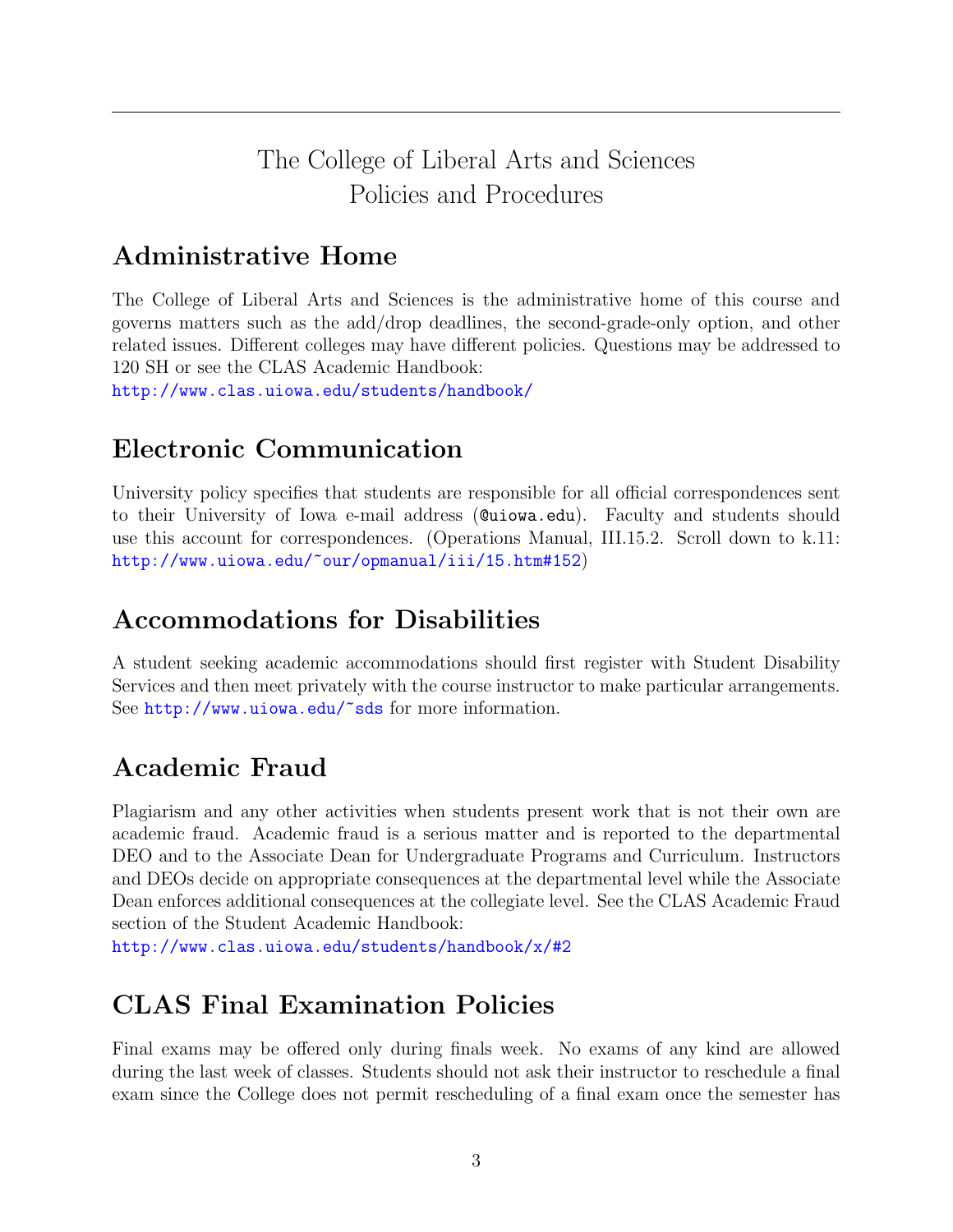# The College of Liberal Arts and Sciences
# Policies and Procedures

## Administrative Home

The College of Liberal Arts and Sciences is the administrative home of this course and governs matters such as the add/drop deadlines, the second-grade-only option, and other related issues. Different colleges may have different policies. Questions may be addressed to 120 SH or see the CLAS Academic Handbook:
http://www.clas.uiowa.edu/students/handbook/

## Electronic Communication

University policy specifies that students are responsible for all official correspondences sent to their University of Iowa e-mail address (@uiowa.edu). Faculty and students should use this account for correspondences. (Operations Manual, III.15.2. Scroll down to k.11: http://www.uiowa.edu/~our/opmanual/iii/15.htm#152)

## Accommodations for Disabilities

A student seeking academic accommodations should first register with Student Disability Services and then meet privately with the course instructor to make particular arrangements. See http://www.uiowa.edu/~sds for more information.

## Academic Fraud

Plagiarism and any other activities when students present work that is not their own are academic fraud. Academic fraud is a serious matter and is reported to the departmental DEO and to the Associate Dean for Undergraduate Programs and Curriculum. Instructors and DEOs decide on appropriate consequences at the departmental level while the Associate Dean enforces additional consequences at the collegiate level. See the CLAS Academic Fraud section of the Student Academic Handbook:
http://www.clas.uiowa.edu/students/handbook/x/#2

## CLAS Final Examination Policies

Final exams may be offered only during finals week. No exams of any kind are allowed during the last week of classes. Students should not ask their instructor to reschedule a final exam since the College does not permit rescheduling of a final exam once the semester has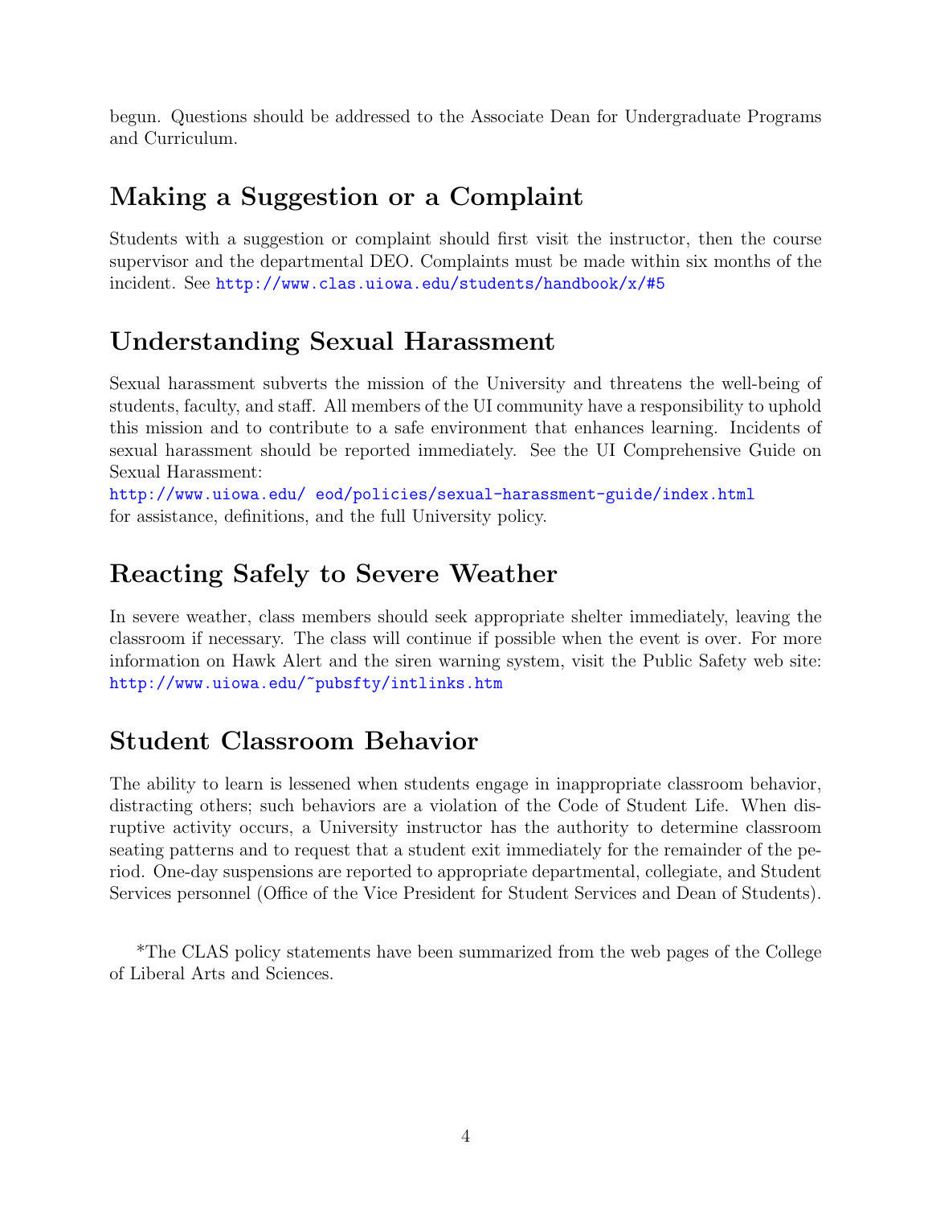begun. Questions should be addressed to the Associate Dean for Undergraduate Programs and Curriculum.

## Making a Suggestion or a Complaint

Students with a suggestion or complaint should first visit the instructor, then the course supervisor and the departmental DEO. Complaints must be made within six months of the incident. See http://www.clas.uiowa.edu/students/handbook/x/#5

## Understanding Sexual Harassment

Sexual harassment subverts the mission of the University and threatens the well-being of students, faculty, and staff. All members of the UI community have a responsibility to uphold this mission and to contribute to a safe environment that enhances learning. Incidents of sexual harassment should be reported immediately. See the UI Comprehensive Guide on Sexual Harassment:
http://www.uiowa.edu/ eod/policies/sexual-harassment-guide/index.html
for assistance, definitions, and the full University policy.

## Reacting Safely to Severe Weather

In severe weather, class members should seek appropriate shelter immediately, leaving the classroom if necessary. The class will continue if possible when the event is over. For more information on Hawk Alert and the siren warning system, visit the Public Safety web site: http://www.uiowa.edu/~pubsfty/intlinks.htm

## Student Classroom Behavior

The ability to learn is lessened when students engage in inappropriate classroom behavior, distracting others; such behaviors are a violation of the Code of Student Life. When disruptive activity occurs, a University instructor has the authority to determine classroom seating patterns and to request that a student exit immediately for the remainder of the period. One-day suspensions are reported to appropriate departmental, collegiate, and Student Services personnel (Office of the Vice President for Student Services and Dean of Students).

*The CLAS policy statements have been summarized from the web pages of the College of Liberal Arts and Sciences.